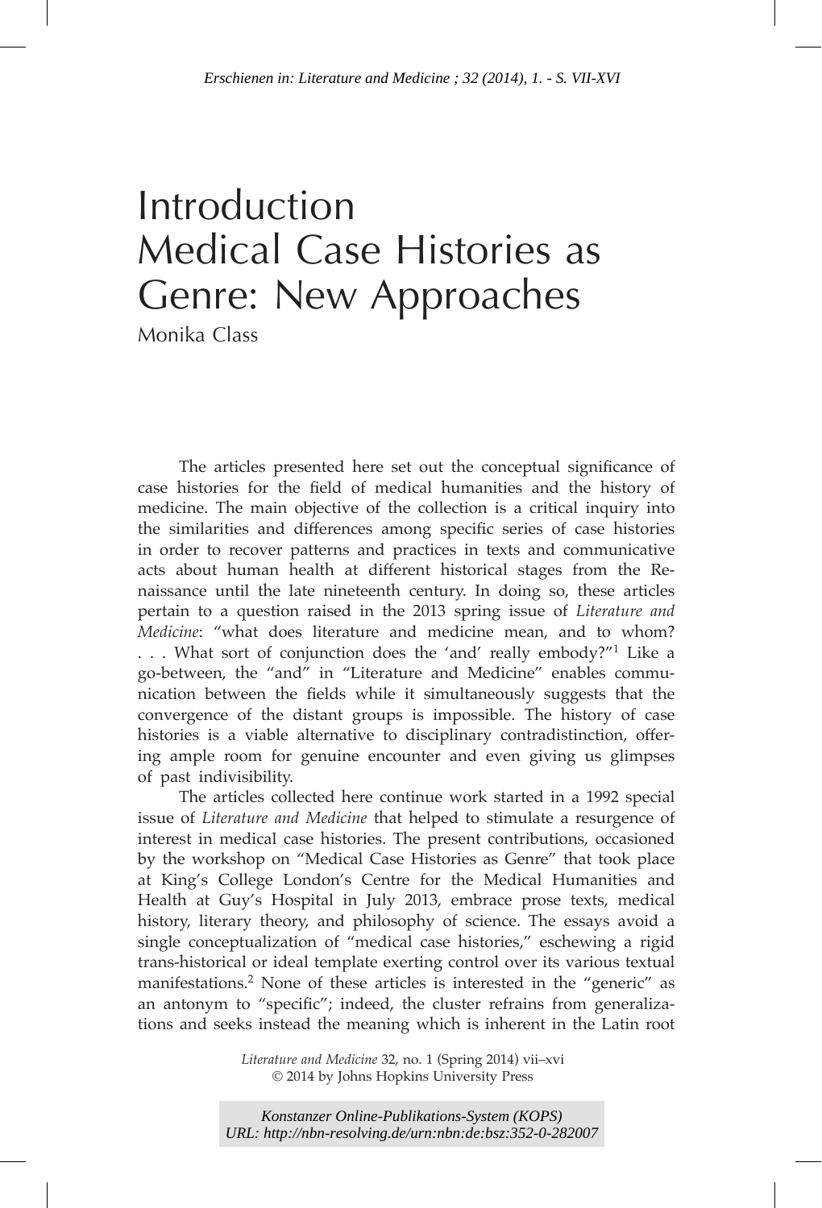*Erschienen in: Literature and Medicine ; 32 (2014), 1. - S. VII-XVI*

# Introduction
# Medical Case Histories as Genre: New Approaches

Monika Class

The articles presented here set out the conceptual significance of case histories for the field of medical humanities and the history of medicine. The main objective of the collection is a critical inquiry into the similarities and differences among specific series of case histories in order to recover patterns and practices in texts and communicative acts about human health at different historical stages from the Renaissance until the late nineteenth century. In doing so, these articles pertain to a question raised in the 2013 spring issue of *Literature and Medicine*: "what does literature and medicine mean, and to whom? . . . What sort of conjunction does the 'and' really embody?"[1] Like a go-between, the "and" in "Literature and Medicine" enables communication between the fields while it simultaneously suggests that the convergence of the distant groups is impossible. The history of case histories is a viable alternative to disciplinary contradistinction, offering ample room for genuine encounter and even giving us glimpses of past indivisibility.

The articles collected here continue work started in a 1992 special issue of *Literature and Medicine* that helped to stimulate a resurgence of interest in medical case histories. The present contributions, occasioned by the workshop on "Medical Case Histories as Genre" that took place at King's College London's Centre for the Medical Humanities and Health at Guy's Hospital in July 2013, embrace prose texts, medical history, literary theory, and philosophy of science. The essays avoid a single conceptualization of "medical case histories," eschewing a rigid trans-historical or ideal template exerting control over its various textual manifestations.[2] None of these articles is interested in the "generic" as an antonym to "specific"; indeed, the cluster refrains from generalizations and seeks instead the meaning which is inherent in the Latin root

*Literature and Medicine* 32, no. 1 (Spring 2014) vii–xvi
© 2014 by Johns Hopkins University Press

*Konstanzer Online-Publikations-System (KOPS)*
*URL: http://nbn-resolving.de/urn:nbn:de:bsz:352-0-282007*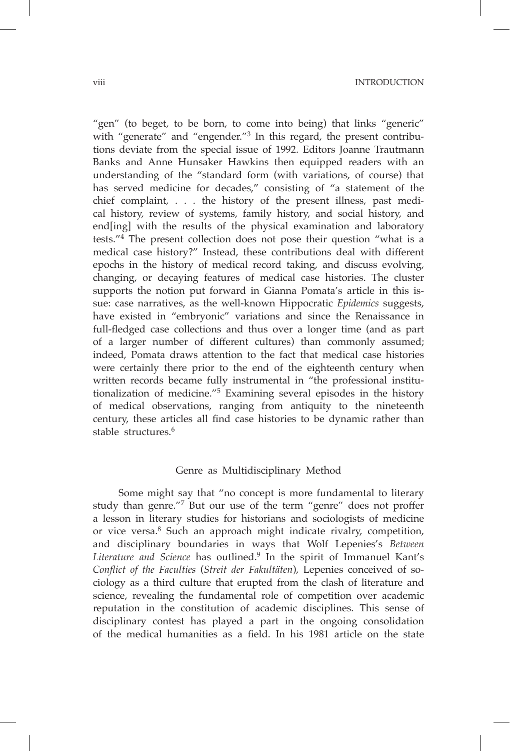"gen" (to beget, to be born, to come into being) that links "generic" with "generate" and "engender."[3] In this regard, the present contributions deviate from the special issue of 1992. Editors Joanne Trautmann Banks and Anne Hunsaker Hawkins then equipped readers with an understanding of the "standard form (with variations, of course) that has served medicine for decades," consisting of "a statement of the chief complaint, . . . the history of the present illness, past medical history, review of systems, family history, and social history, and end[ing] with the results of the physical examination and laboratory tests."[4] The present collection does not pose their question "what is a medical case history?" Instead, these contributions deal with different epochs in the history of medical record taking, and discuss evolving, changing, or decaying features of medical case histories. The cluster supports the notion put forward in Gianna Pomata's article in this issue: case narratives, as the well-known Hippocratic *Epidemics* suggests, have existed in "embryonic" variations and since the Renaissance in full-fledged case collections and thus over a longer time (and as part of a larger number of different cultures) than commonly assumed; indeed, Pomata draws attention to the fact that medical case histories were certainly there prior to the end of the eighteenth century when written records became fully instrumental in "the professional institutionalization of medicine."[5] Examining several episodes in the history of medical observations, ranging from antiquity to the nineteenth century, these articles all find case histories to be dynamic rather than stable structures.[6]

## Genre as Multidisciplinary Method

Some might say that "no concept is more fundamental to literary study than genre."[7] But our use of the term "genre" does not proffer a lesson in literary studies for historians and sociologists of medicine or vice versa.[8] Such an approach might indicate rivalry, competition, and disciplinary boundaries in ways that Wolf Lepenies's *Between Literature and Science* has outlined.[9] In the spirit of Immanuel Kant's *Conflict of the Faculties* (*Streit der Fakultäten*), Lepenies conceived of sociology as a third culture that erupted from the clash of literature and science, revealing the fundamental role of competition over academic reputation in the constitution of academic disciplines. This sense of disciplinary contest has played a part in the ongoing consolidation of the medical humanities as a field. In his 1981 article on the state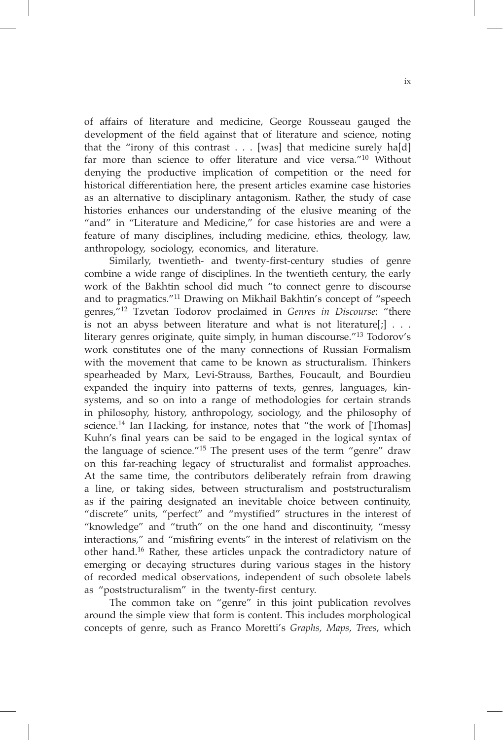of affairs of literature and medicine, George Rousseau gauged the development of the field against that of literature and science, noting that the "irony of this contrast . . . [was] that medicine surely ha[d] far more than science to offer literature and vice versa."[10] Without denying the productive implication of competition or the need for historical differentiation here, the present articles examine case histories as an alternative to disciplinary antagonism. Rather, the study of case histories enhances our understanding of the elusive meaning of the "and" in "Literature and Medicine," for case histories are and were a feature of many disciplines, including medicine, ethics, theology, law, anthropology, sociology, economics, and literature.

Similarly, twentieth- and twenty-first-century studies of genre combine a wide range of disciplines. In the twentieth century, the early work of the Bakhtin school did much "to connect genre to discourse and to pragmatics."[11] Drawing on Mikhail Bakhtin's concept of "speech genres,"[12] Tzvetan Todorov proclaimed in *Genres in Discourse*: "there is not an abyss between literature and what is not literature[;] . . . literary genres originate, quite simply, in human discourse."[13] Todorov's work constitutes one of the many connections of Russian Formalism with the movement that came to be known as structuralism. Thinkers spearheaded by Marx, Levi-Strauss, Barthes, Foucault, and Bourdieu expanded the inquiry into patterns of texts, genres, languages, kin-systems, and so on into a range of methodologies for certain strands in philosophy, history, anthropology, sociology, and the philosophy of science.[14] Ian Hacking, for instance, notes that "the work of [Thomas] Kuhn's final years can be said to be engaged in the logical syntax of the language of science."[15] The present uses of the term "genre" draw on this far-reaching legacy of structuralist and formalist approaches. At the same time, the contributors deliberately refrain from drawing a line, or taking sides, between structuralism and poststructuralism as if the pairing designated an inevitable choice between continuity, "discrete" units, "perfect" and "mystified" structures in the interest of "knowledge" and "truth" on the one hand and discontinuity, "messy interactions," and "misfiring events" in the interest of relativism on the other hand.[16] Rather, these articles unpack the contradictory nature of emerging or decaying structures during various stages in the history of recorded medical observations, independent of such obsolete labels as "poststructuralism" in the twenty-first century.

The common take on "genre" in this joint publication revolves around the simple view that form is content. This includes morphological concepts of genre, such as Franco Moretti's *Graphs, Maps, Trees*, which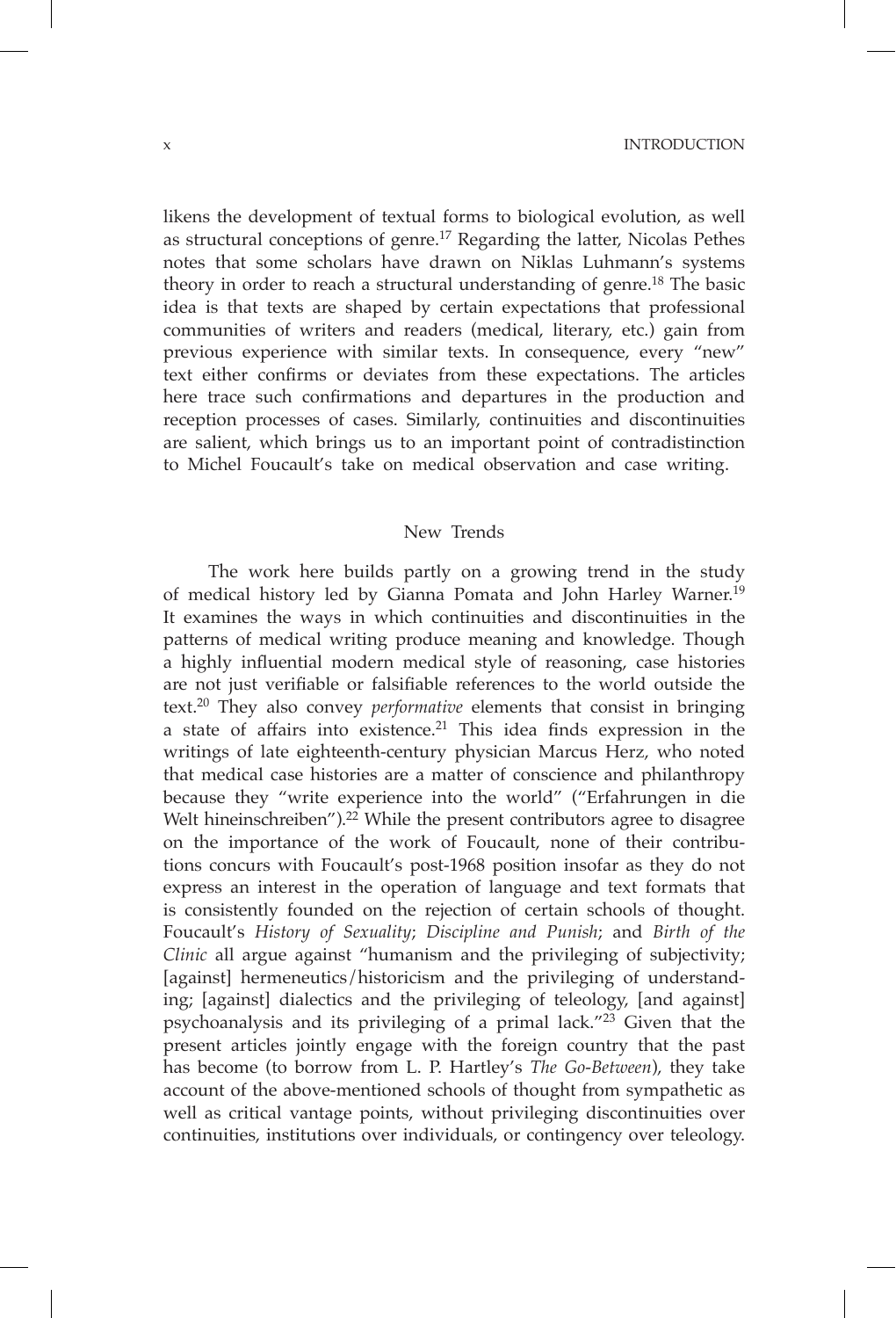likens the development of textual forms to biological evolution, as well as structural conceptions of genre.[17] Regarding the latter, Nicolas Pethes notes that some scholars have drawn on Niklas Luhmann's systems theory in order to reach a structural understanding of genre.[18] The basic idea is that texts are shaped by certain expectations that professional communities of writers and readers (medical, literary, etc.) gain from previous experience with similar texts. In consequence, every "new" text either confirms or deviates from these expectations. The articles here trace such confirmations and departures in the production and reception processes of cases. Similarly, continuities and discontinuities are salient, which brings us to an important point of contradistinction to Michel Foucault's take on medical observation and case writing.

## New Trends

The work here builds partly on a growing trend in the study of medical history led by Gianna Pomata and John Harley Warner.[19] It examines the ways in which continuities and discontinuities in the patterns of medical writing produce meaning and knowledge. Though a highly influential modern medical style of reasoning, case histories are not just verifiable or falsifiable references to the world outside the text.[20] They also convey *performative* elements that consist in bringing a state of affairs into existence.[21] This idea finds expression in the writings of late eighteenth-century physician Marcus Herz, who noted that medical case histories are a matter of conscience and philanthropy because they "write experience into the world" ("Erfahrungen in die Welt hineinschreiben").[22] While the present contributors agree to disagree on the importance of the work of Foucault, none of their contributions concurs with Foucault's post-1968 position insofar as they do not express an interest in the operation of language and text formats that is consistently founded on the rejection of certain schools of thought. Foucault's *History of Sexuality*; *Discipline and Punish*; and *Birth of the Clinic* all argue against "humanism and the privileging of subjectivity; [against] hermeneutics/historicism and the privileging of understanding; [against] dialectics and the privileging of teleology, [and against] psychoanalysis and its privileging of a primal lack."[23] Given that the present articles jointly engage with the foreign country that the past has become (to borrow from L. P. Hartley's *The Go-Between*), they take account of the above-mentioned schools of thought from sympathetic as well as critical vantage points, without privileging discontinuities over continuities, institutions over individuals, or contingency over teleology.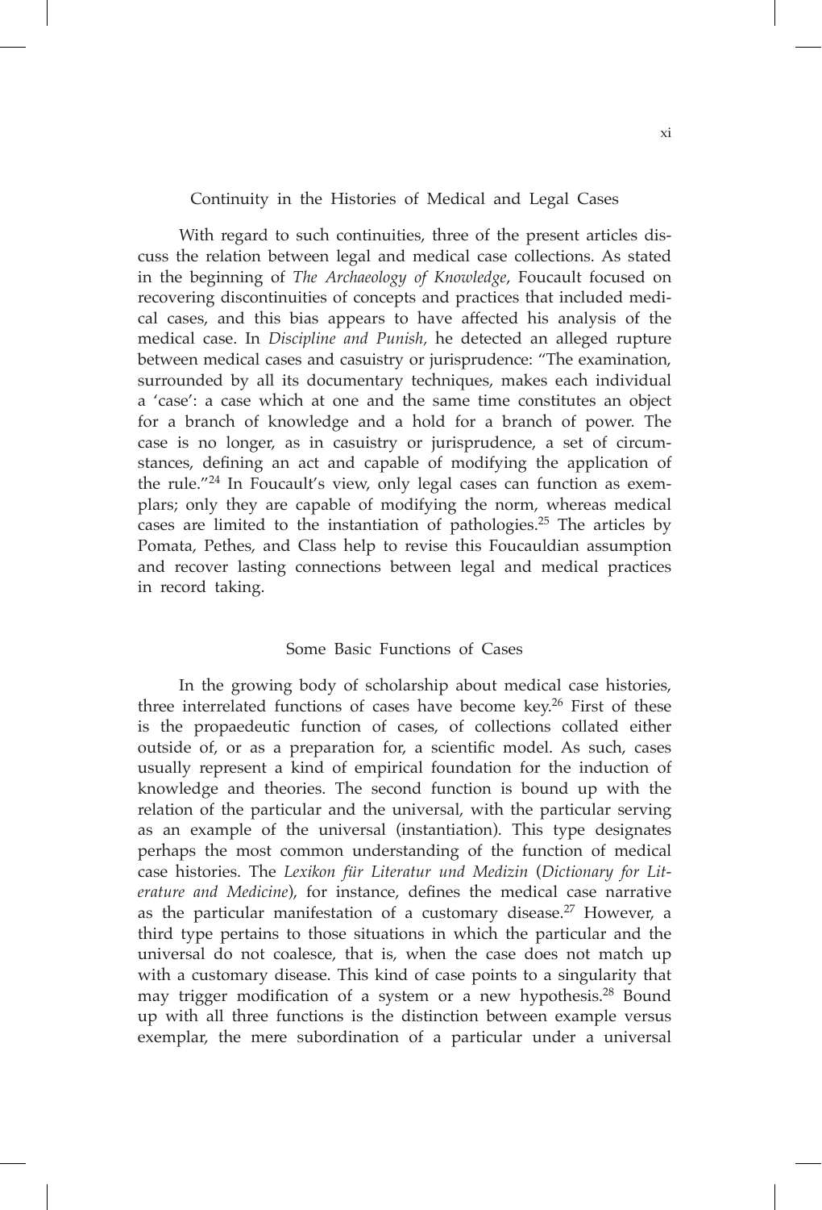## Continuity in the Histories of Medical and Legal Cases

With regard to such continuities, three of the present articles discuss the relation between legal and medical case collections. As stated in the beginning of *The Archaeology of Knowledge*, Foucault focused on recovering discontinuities of concepts and practices that included medical cases, and this bias appears to have affected his analysis of the medical case. In *Discipline and Punish,* he detected an alleged rupture between medical cases and casuistry or jurisprudence: "The examination, surrounded by all its documentary techniques, makes each individual a 'case': a case which at one and the same time constitutes an object for a branch of knowledge and a hold for a branch of power. The case is no longer, as in casuistry or jurisprudence, a set of circumstances, defining an act and capable of modifying the application of the rule."[24] In Foucault's view, only legal cases can function as exemplars; only they are capable of modifying the norm, whereas medical cases are limited to the instantiation of pathologies.[25] The articles by Pomata, Pethes, and Class help to revise this Foucauldian assumption and recover lasting connections between legal and medical practices in record taking.

## Some Basic Functions of Cases

In the growing body of scholarship about medical case histories, three interrelated functions of cases have become key.[26] First of these is the propaedeutic function of cases, of collections collated either outside of, or as a preparation for, a scientific model. As such, cases usually represent a kind of empirical foundation for the induction of knowledge and theories. The second function is bound up with the relation of the particular and the universal, with the particular serving as an example of the universal (instantiation). This type designates perhaps the most common understanding of the function of medical case histories. The *Lexikon für Literatur und Medizin* (*Dictionary for Literature and Medicine*), for instance, defines the medical case narrative as the particular manifestation of a customary disease.[27] However, a third type pertains to those situations in which the particular and the universal do not coalesce, that is, when the case does not match up with a customary disease. This kind of case points to a singularity that may trigger modification of a system or a new hypothesis.[28] Bound up with all three functions is the distinction between example versus exemplar, the mere subordination of a particular under a universal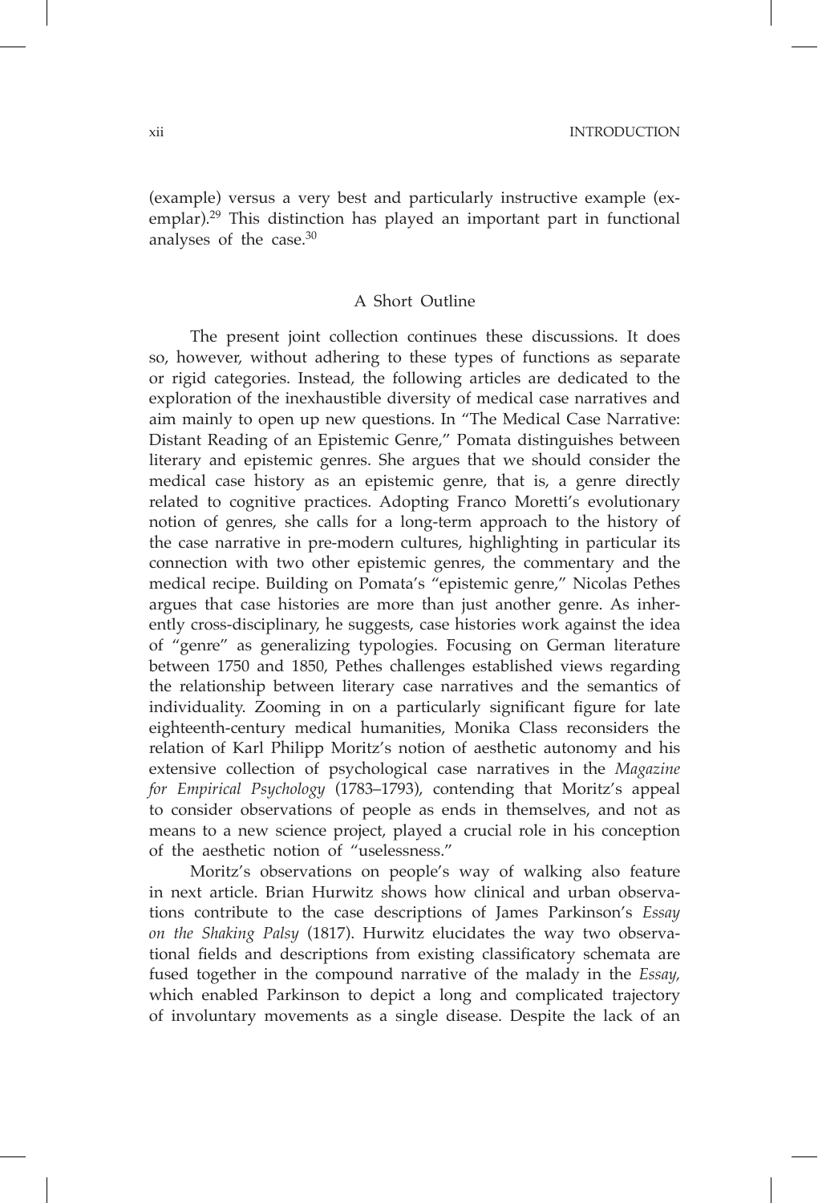(example) versus a very best and particularly instructive example (exemplar).[29] This distinction has played an important part in functional analyses of the case.[30]

## A Short Outline

The present joint collection continues these discussions. It does so, however, without adhering to these types of functions as separate or rigid categories. Instead, the following articles are dedicated to the exploration of the inexhaustible diversity of medical case narratives and aim mainly to open up new questions. In "The Medical Case Narrative: Distant Reading of an Epistemic Genre," Pomata distinguishes between literary and epistemic genres. She argues that we should consider the medical case history as an epistemic genre, that is, a genre directly related to cognitive practices. Adopting Franco Moretti's evolutionary notion of genres, she calls for a long-term approach to the history of the case narrative in pre-modern cultures, highlighting in particular its connection with two other epistemic genres, the commentary and the medical recipe. Building on Pomata's "epistemic genre," Nicolas Pethes argues that case histories are more than just another genre. As inherently cross-disciplinary, he suggests, case histories work against the idea of "genre" as generalizing typologies. Focusing on German literature between 1750 and 1850, Pethes challenges established views regarding the relationship between literary case narratives and the semantics of individuality. Zooming in on a particularly significant figure for late eighteenth-century medical humanities, Monika Class reconsiders the relation of Karl Philipp Moritz's notion of aesthetic autonomy and his extensive collection of psychological case narratives in the *Magazine for Empirical Psychology* (1783–1793), contending that Moritz's appeal to consider observations of people as ends in themselves, and not as means to a new science project, played a crucial role in his conception of the aesthetic notion of "uselessness."

Moritz's observations on people's way of walking also feature in next article. Brian Hurwitz shows how clinical and urban observations contribute to the case descriptions of James Parkinson's *Essay on the Shaking Palsy* (1817). Hurwitz elucidates the way two observational fields and descriptions from existing classificatory schemata are fused together in the compound narrative of the malady in the *Essay*, which enabled Parkinson to depict a long and complicated trajectory of involuntary movements as a single disease. Despite the lack of an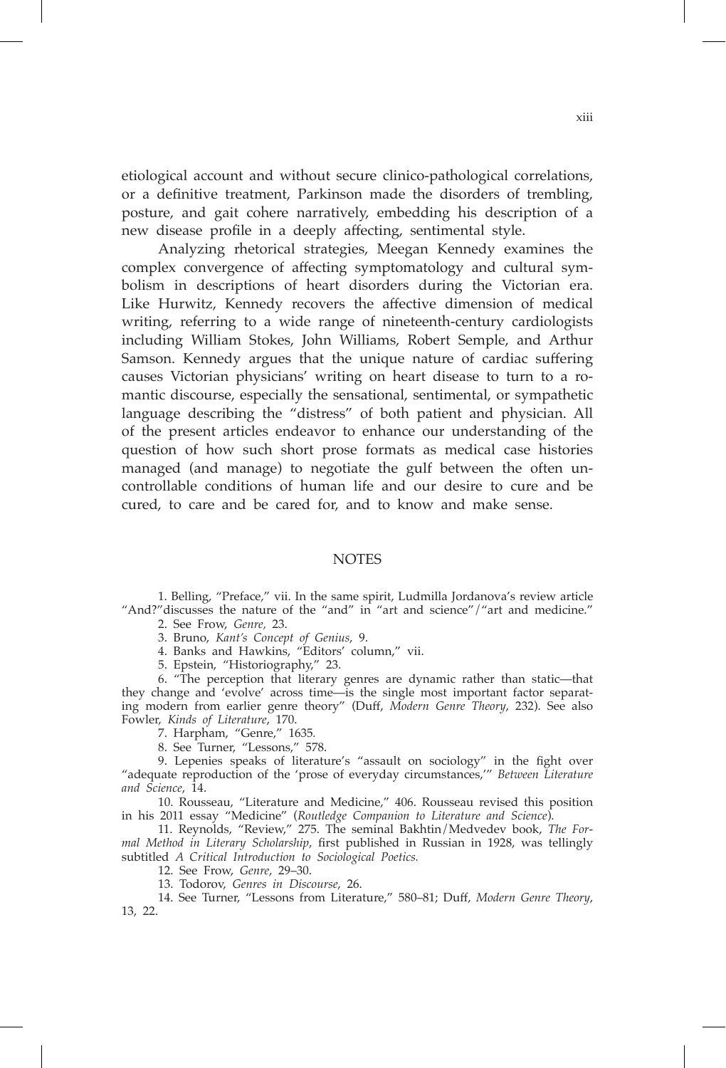etiological account and without secure clinico-pathological correlations, or a definitive treatment, Parkinson made the disorders of trembling, posture, and gait cohere narratively, embedding his description of a new disease profile in a deeply affecting, sentimental style.

Analyzing rhetorical strategies, Meegan Kennedy examines the complex convergence of affecting symptomatology and cultural symbolism in descriptions of heart disorders during the Victorian era. Like Hurwitz, Kennedy recovers the affective dimension of medical writing, referring to a wide range of nineteenth-century cardiologists including William Stokes, John Williams, Robert Semple, and Arthur Samson. Kennedy argues that the unique nature of cardiac suffering causes Victorian physicians' writing on heart disease to turn to a romantic discourse, especially the sensational, sentimental, or sympathetic language describing the "distress" of both patient and physician. All of the present articles endeavor to enhance our understanding of the question of how such short prose formats as medical case histories managed (and manage) to negotiate the gulf between the often uncontrollable conditions of human life and our desire to cure and be cured, to care and be cared for, and to know and make sense.

## NOTES

1. Belling, "Preface," vii. In the same spirit, Ludmilla Jordanova's review article "And?"discusses the nature of the "and" in "art and science"/"art and medicine."

2. See Frow, *Genre,* 23.

3. Bruno, *Kant's Concept of Genius*, 9.

4. Banks and Hawkins, "Editors' column," vii.

5. Epstein, "Historiography," 23.

6. "The perception that literary genres are dynamic rather than static—that they change and 'evolve' across time—is the single most important factor separating modern from earlier genre theory" (Duff, *Modern Genre Theory*, 232). See also Fowler, *Kinds of Literature*, 170.

7. Harpham, "Genre," 1635.

8. See Turner, "Lessons," 578.

9. Lepenies speaks of literature's "assault on sociology" in the fight over "adequate reproduction of the 'prose of everyday circumstances,'" *Between Literature and Science*, 14.

10. Rousseau, "Literature and Medicine," 406. Rousseau revised this position in his 2011 essay "Medicine" (*Routledge Companion to Literature and Science*).

11. Reynolds, "Review," 275. The seminal Bakhtin/Medvedev book, *The Formal Method in Literary Scholarship*, first published in Russian in 1928, was tellingly subtitled *A Critical Introduction to Sociological Poetics.*

12. See Frow, *Genre*, 29–30.

13. Todorov, *Genres in Discourse*, 26.

14. See Turner, "Lessons from Literature," 580–81; Duff, *Modern Genre Theory*, 13, 22.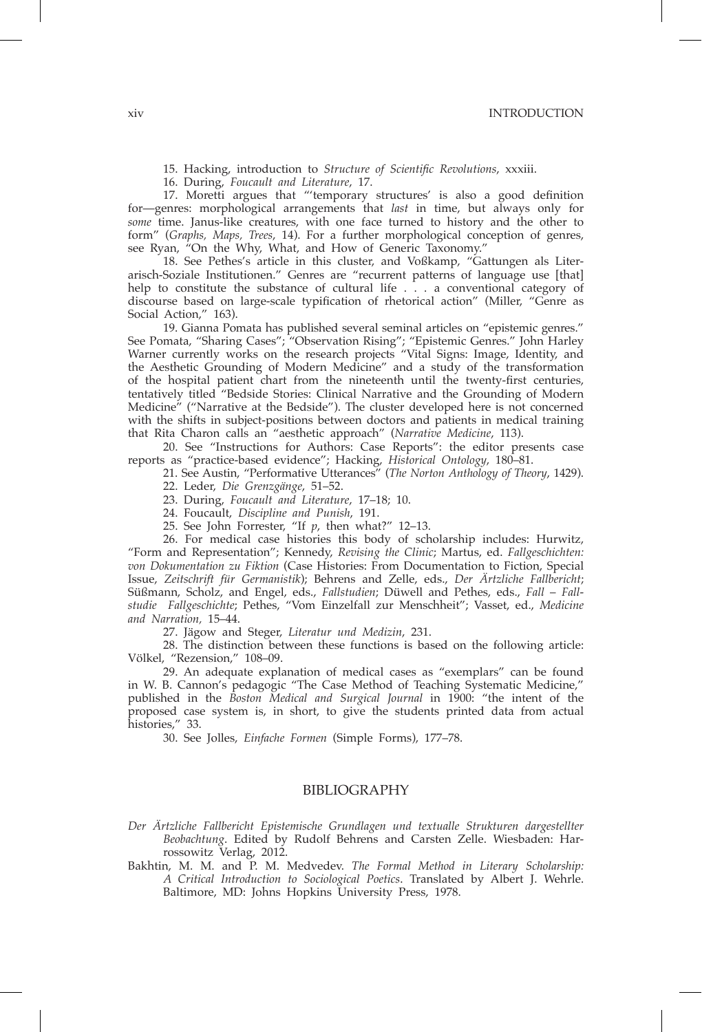15. Hacking, introduction to *Structure of Scientific Revolutions*, xxxiii.

16. During, *Foucault and Literature*, 17.

17. Moretti argues that "'temporary structures' is also a good definition for—genres: morphological arrangements that *last* in time, but always only for *some* time. Janus-like creatures, with one face turned to history and the other to form" (*Graphs, Maps, Trees*, 14). For a further morphological conception of genres, see Ryan, "On the Why, What, and How of Generic Taxonomy."

18. See Pethes's article in this cluster, and Voßkamp, "Gattungen als Literarisch-Soziale Institutionen." Genres are "recurrent patterns of language use [that] help to constitute the substance of cultural life . . . a conventional category of discourse based on large-scale typification of rhetorical action" (Miller, "Genre as Social Action," 163).

19. Gianna Pomata has published several seminal articles on "epistemic genres." See Pomata, "Sharing Cases"; "Observation Rising"; "Epistemic Genres." John Harley Warner currently works on the research projects "Vital Signs: Image, Identity, and the Aesthetic Grounding of Modern Medicine" and a study of the transformation of the hospital patient chart from the nineteenth until the twenty-first centuries, tentatively titled "Bedside Stories: Clinical Narrative and the Grounding of Modern Medicine" ("Narrative at the Bedside"). The cluster developed here is not concerned with the shifts in subject-positions between doctors and patients in medical training that Rita Charon calls an "aesthetic approach" (*Narrative Medicine*, 113).

20. See "Instructions for Authors: Case Reports": the editor presents case reports as "practice-based evidence"; Hacking, *Historical Ontology*, 180–81.

21. See Austin, "Performative Utterances" (*The Norton Anthology of Theory*, 1429).

22. Leder, *Die Grenzgänge*, 51–52.

23. During, *Foucault and Literature*, 17–18; 10.

24. Foucault, *Discipline and Punish*, 191.

25. See John Forrester, "If *p*, then what?" 12–13.

26. For medical case histories this body of scholarship includes: Hurwitz, "Form and Representation"; Kennedy, *Revising the Clinic*; Martus, ed. *Fallgeschichten: von Dokumentation zu Fiktion* (Case Histories: From Documentation to Fiction, Special Issue, *Zeitschrift für Germanistik*); Behrens and Zelle, eds., *Der Ärztliche Fallbericht*; Süßmann, Scholz, and Engel, eds., *Fallstudien*; Düwell and Pethes, eds., *Fall – Fallstudie Fallgeschichte*; Pethes, "Vom Einzelfall zur Menschheit"; Vasset, ed., *Medicine and Narration,* 15–44.

27. Jägow and Steger, *Literatur und Medizin*, 231.

28. The distinction between these functions is based on the following article: Völkel, "Rezension," 108–09.

29. An adequate explanation of medical cases as "exemplars" can be found in W. B. Cannon's pedagogic "The Case Method of Teaching Systematic Medicine," published in the *Boston Medical and Surgical Journal* in 1900: "the intent of the proposed case system is, in short, to give the students printed data from actual histories," 33.

30. See Jolles, *Einfache Formen* (Simple Forms), 177–78.

## BIBLIOGRAPHY

*Der Ärztliche Fallbericht Epistemische Grundlagen und textualle Strukturen dargestellter Beobachtung*. Edited by Rudolf Behrens and Carsten Zelle. Wiesbaden: Harrossowitz Verlag, 2012.

Bakhtin, M. M. and P. M. Medvedev. *The Formal Method in Literary Scholarship: A Critical Introduction to Sociological Poetics*. Translated by Albert J. Wehrle. Baltimore, MD: Johns Hopkins University Press, 1978.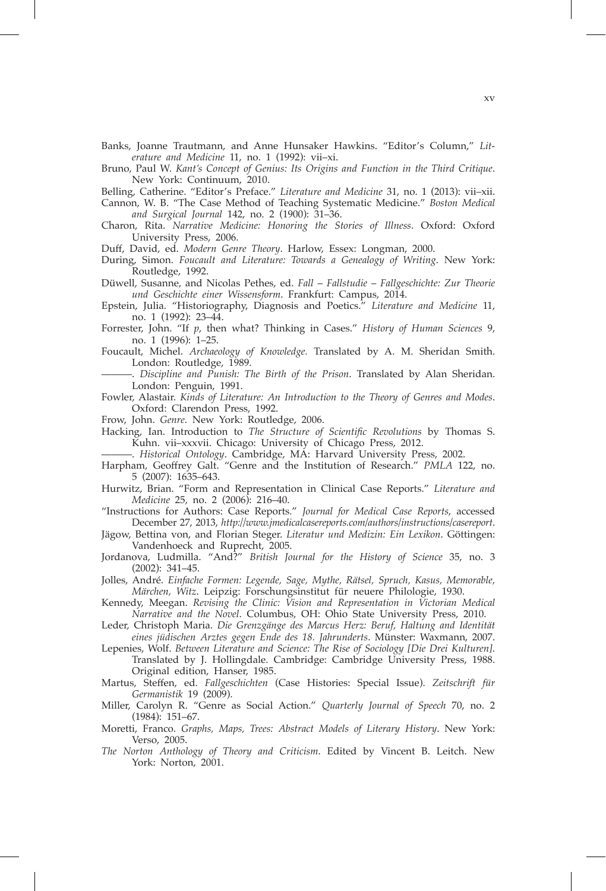Banks, Joanne Trautmann, and Anne Hunsaker Hawkins. "Editor's Column," *Literature and Medicine* 11, no. 1 (1992): vii–xi.

Bruno, Paul W. *Kant's Concept of Genius: Its Origins and Function in the Third Critique*. New York: Continuum, 2010.

Belling, Catherine. "Editor's Preface." *Literature and Medicine* 31, no. 1 (2013): vii–xii.

Cannon, W. B. "The Case Method of Teaching Systematic Medicine." *Boston Medical and Surgical Journal* 142, no. 2 (1900): 31–36.

Charon, Rita. *Narrative Medicine: Honoring the Stories of Illness*. Oxford: Oxford University Press, 2006.

Duff, David, ed. *Modern Genre Theory*. Harlow, Essex: Longman, 2000.

During, Simon. *Foucault and Literature: Towards a Genealogy of Writing*. New York: Routledge, 1992.

Düwell, Susanne, and Nicolas Pethes, ed. *Fall – Fallstudie – Fallgeschichte: Zur Theorie und Geschichte einer Wissensform*. Frankfurt: Campus, 2014.

Epstein, Julia. "Historiography, Diagnosis and Poetics." *Literature and Medicine* 11, no. 1 (1992): 23–44.

Forrester, John. "If *p*, then what? Thinking in Cases." *History of Human Sciences* 9, no. 1 (1996): 1–25.

Foucault, Michel. *Archaeology of Knowledge.* Translated by A. M. Sheridan Smith. London: Routledge, 1989.

———. *Discipline and Punish: The Birth of the Prison*. Translated by Alan Sheridan. London: Penguin, 1991.

Fowler, Alastair. *Kinds of Literature: An Introduction to the Theory of Genres and Modes*. Oxford: Clarendon Press, 1992.

Frow, John. *Genre*. New York: Routledge, 2006.

Hacking, Ian. Introduction to *The Structure of Scientific Revolutions* by Thomas S. Kuhn. vii–xxxvii. Chicago: University of Chicago Press, 2012.

———. *Historical Ontology*. Cambridge, MA: Harvard University Press, 2002.

Harpham, Geoffrey Galt. "Genre and the Institution of Research." *PMLA* 122, no. 5 (2007): 1635–643.

Hurwitz, Brian. "Form and Representation in Clinical Case Reports." *Literature and Medicine* 25, no. 2 (2006): 216–40.

"Instructions for Authors: Case Reports." *Journal for Medical Case Reports*, accessed December 27, 2013, *http://www.jmedicalcasereports.com/authors/instructions/casereport*.

Jägow, Bettina von, and Florian Steger. *Literatur und Medizin: Ein Lexikon*. Göttingen: Vandenhoeck and Ruprecht, 2005.

Jordanova, Ludmilla. "And?" *British Journal for the History of Science* 35, no. 3 (2002): 341–45.

Jolles, André. *Einfache Formen: Legende, Sage, Mythe, Rätsel, Spruch, Kasus, Memorable, Märchen, Witz*. Leipzig: Forschungsinstitut für neuere Philologie, 1930.

Kennedy, Meegan. *Revising the Clinic: Vision and Representation in Victorian Medical Narrative and the Novel*. Columbus, OH: Ohio State University Press, 2010.

Leder, Christoph Maria. *Die Grenzgänge des Marcus Herz: Beruf, Haltung and Identität eines jüdischen Arztes gegen Ende des 18. Jahrhunderts*. Münster: Waxmann, 2007.

Lepenies, Wolf. *Between Literature and Science: The Rise of Sociology [Die Drei Kulturen]*. Translated by J. Hollingdale. Cambridge: Cambridge University Press, 1988. Original edition, Hanser, 1985.

Martus, Steffen, ed. *Fallgeschichten* (Case Histories: Special Issue). *Zeitschrift für Germanistik* 19 (2009).

Miller, Carolyn R. "Genre as Social Action." *Quarterly Journal of Speech* 70, no. 2 (1984): 151–67.

Moretti, Franco. *Graphs, Maps, Trees: Abstract Models of Literary History*. New York: Verso, 2005.

*The Norton Anthology of Theory and Criticism*. Edited by Vincent B. Leitch. New York: Norton, 2001.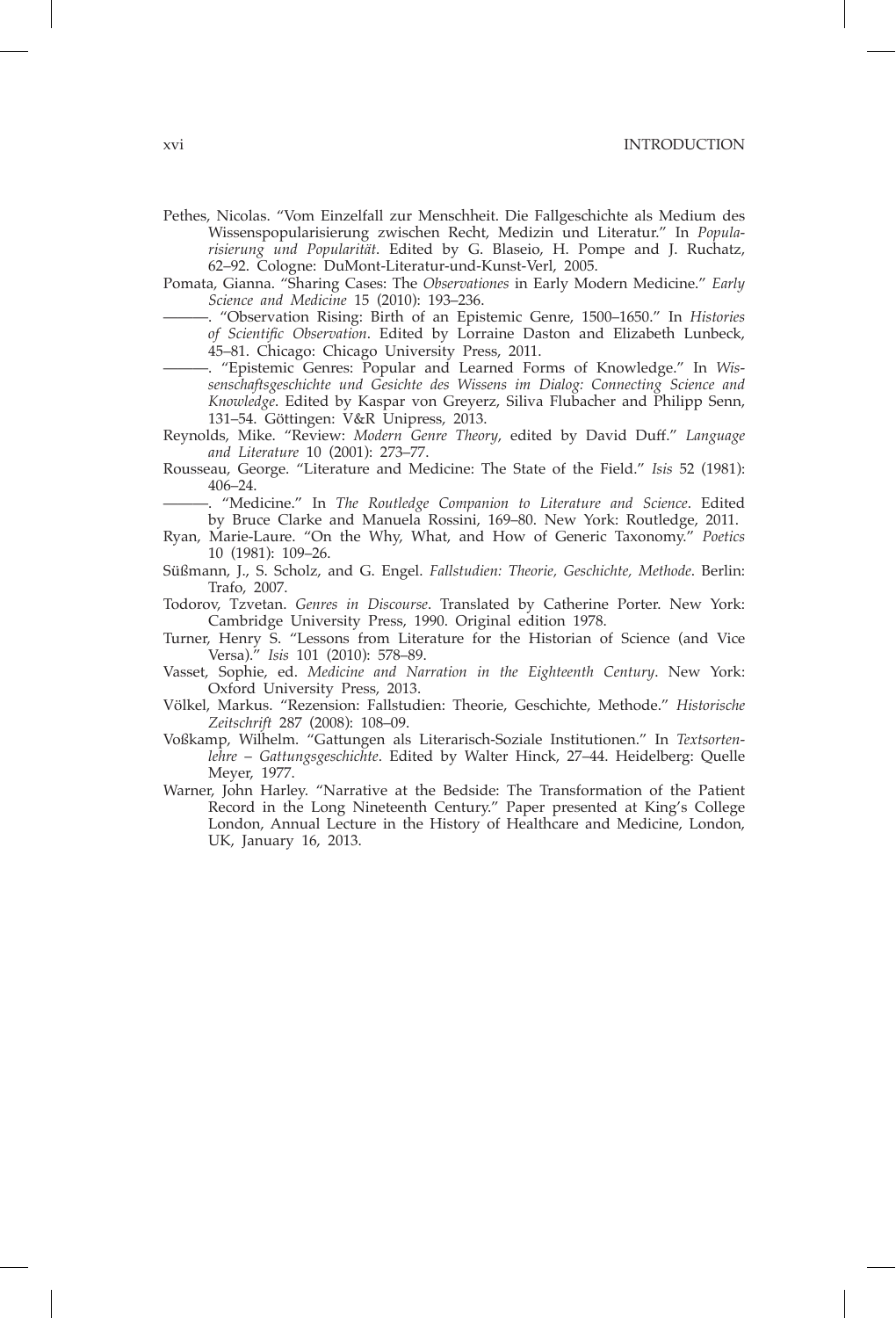Pethes, Nicolas. “Vom Einzelfall zur Menschheit. Die Fallgeschichte als Medium des Wissenspopularisierung zwischen Recht, Medizin und Literatur.” In *Popularisierung und Popularität*. Edited by G. Blaseio, H. Pompe and J. Ruchatz, 62–92. Cologne: DuMont-Literatur-und-Kunst-Verl, 2005.

Pomata, Gianna. “Sharing Cases: The *Observationes* in Early Modern Medicine.” *Early Science and Medicine* 15 (2010): 193–236.

———. “Observation Rising: Birth of an Epistemic Genre, 1500–1650.” In *Histories of Scientific Observation*. Edited by Lorraine Daston and Elizabeth Lunbeck, 45–81. Chicago: Chicago University Press, 2011.

———. “Epistemic Genres: Popular and Learned Forms of Knowledge.” In *Wissenschaftsgeschichte und Gesichte des Wissens im Dialog: Connecting Science and Knowledge*. Edited by Kaspar von Greyerz, Siliva Flubacher and Philipp Senn, 131–54. Göttingen: V&R Unipress, 2013.

Reynolds, Mike. “Review: *Modern Genre Theory*, edited by David Duff.” *Language and Literature* 10 (2001): 273–77.

Rousseau, George. “Literature and Medicine: The State of the Field.” *Isis* 52 (1981): 406–24.

———. “Medicine.” In *The Routledge Companion to Literature and Science*. Edited by Bruce Clarke and Manuela Rossini, 169–80. New York: Routledge, 2011.

Ryan, Marie-Laure. “On the Why, What, and How of Generic Taxonomy.” *Poetics* 10 (1981): 109–26.

Süßmann, J., S. Scholz, and G. Engel. *Fallstudien: Theorie, Geschichte, Methode*. Berlin: Trafo, 2007.

Todorov, Tzvetan. *Genres in Discourse*. Translated by Catherine Porter. New York: Cambridge University Press, 1990. Original edition 1978.

Turner, Henry S. “Lessons from Literature for the Historian of Science (and Vice Versa).” *Isis* 101 (2010): 578–89.

Vasset, Sophie, ed. *Medicine and Narration in the Eighteenth Century*. New York: Oxford University Press, 2013.

Völkel, Markus. “Rezension: Fallstudien: Theorie, Geschichte, Methode.” *Historische Zeitschrift* 287 (2008): 108–09.

Voßkamp, Wilhelm. “Gattungen als Literarisch-Soziale Institutionen.” In *Textsortenlehre – Gattungsgeschichte*. Edited by Walter Hinck, 27–44. Heidelberg: Quelle Meyer, 1977.

Warner, John Harley. “Narrative at the Bedside: The Transformation of the Patient Record in the Long Nineteenth Century.” Paper presented at King’s College London, Annual Lecture in the History of Healthcare and Medicine, London, UK, January 16, 2013.